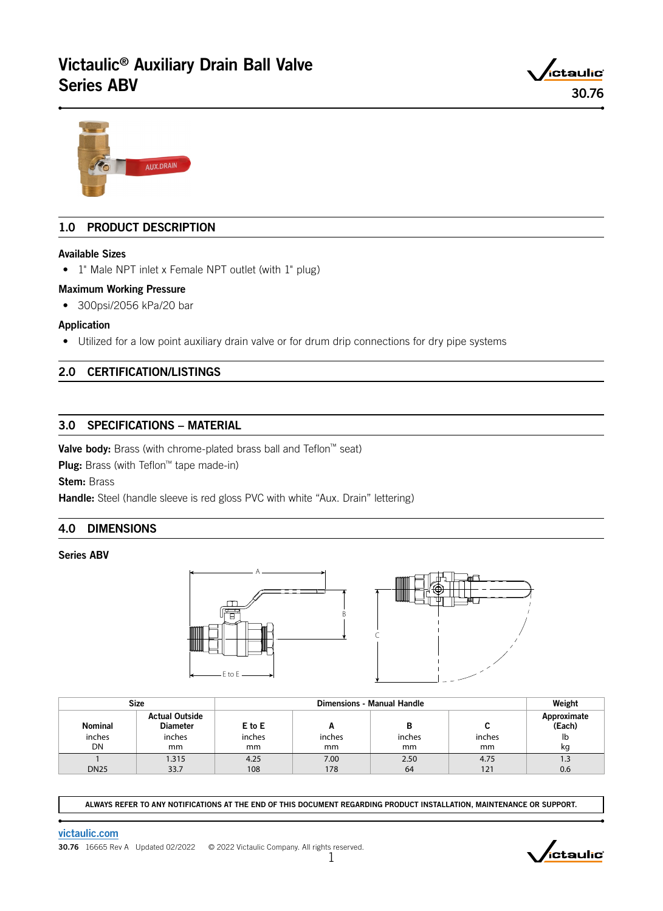# Victaulic® Auxiliary Drain Ball Valve Series ABV

30.76

## 1.0 PRODUCT DESCRIPTION

### Available Sizes

- 1" Male NPT inlet x Female NPT outlet (with 1" plug)

### Maximum Working Pressure

- 300psi/2056 kPa/20 bar

### Application

- Utilized for a low point auxiliary drain valve or for drum drip connections for dry pipe systems

## 2.0 CERTIFICATION/LISTINGS

## 3.0 SPECIFICATIONS – MATERIAL

**Valve body:** Brass (with chrome-plated brass ball and Teflon™ seat)

**Plug:** Brass (with Teflon™ tape made-in)

**Stem:** Brass

**Handle:** Steel (handle sleeve is red gloss PVC with white "Aux. Drain" lettering)

## 4.0 DIMENSIONS

### Series ABV

A

B

C

E to E

| Size | | Dimensions - Manual Handle | | | | Weight |
|---|---|---|---|---|---|---|
| Nominal inches DN | Actual Outside Diameter inches mm | E to E inches mm | A inches mm | B inches mm | C inches mm | Approximate (Each) lb kg |
| 1 DN25 | 1.315 33.7 | 4.25 108 | 7.00 178 | 2.50 64 | 4.75 121 | 1.3 0.6 |

**ALWAYS REFER TO ANY NOTIFICATIONS AT THE END OF THIS DOCUMENT REGARDING PRODUCT INSTALLATION, MAINTENANCE OR SUPPORT.**

victaulic.com

30.76 16665 Rev A Updated 02/2022 © 2022 Victaulic Company. All rights reserved.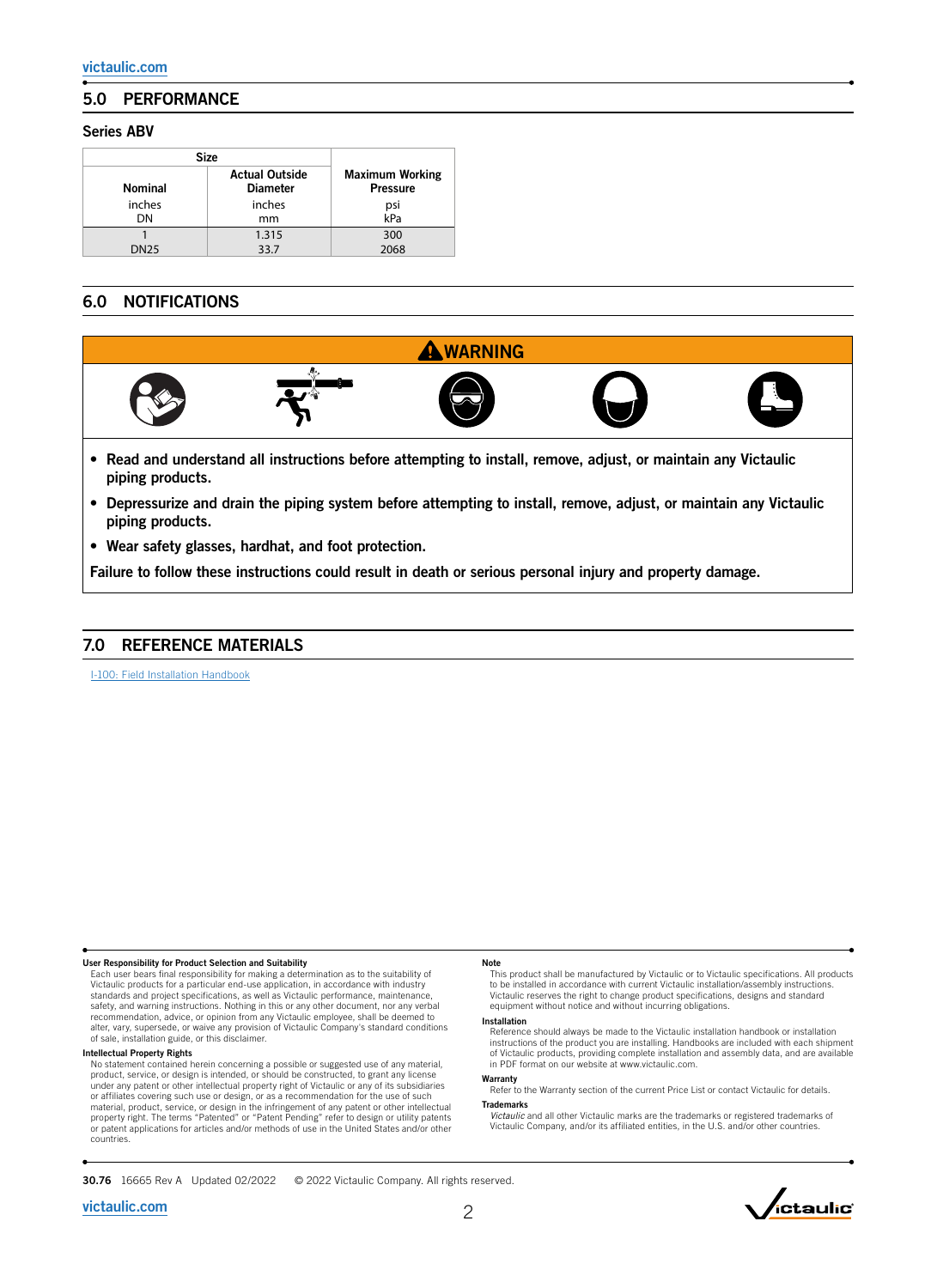## 5.0 PERFORMANCE

### Series ABV

| Size | | Maximum Working Pressure |
|---|---|---|
| Nominal<br>inches<br>DN | Actual Outside Diameter<br>inches<br>mm | psi<br>kPa |
| 1<br>DN25 | 1.315<br>33.7 | 300<br>2068 |

## 6.0 NOTIFICATIONS

**⚠WARNING**

- **Read and understand all instructions before attempting to install, remove, adjust, or maintain any Victaulic piping products.**
- **Depressurize and drain the piping system before attempting to install, remove, adjust, or maintain any Victaulic piping products.**
- **Wear safety glasses, hardhat, and foot protection.**

**Failure to follow these instructions could result in death or serious personal injury and property damage.**

## 7.0 REFERENCE MATERIALS

I-100: Field Installation Handbook

**User Responsibility for Product Selection and Suitability**

Each user bears final responsibility for making a determination as to the suitability of Victaulic products for a particular end-use application, in accordance with industry standards and project specifications, as well as Victaulic performance, maintenance, safety, and warning instructions. Nothing in this or any other document, nor any verbal recommendation, advice, or opinion from any Victaulic employee, shall be deemed to alter, vary, supersede, or waive any provision of Victaulic Company's standard conditions of sale, installation guide, or this disclaimer.

**Intellectual Property Rights**

No statement contained herein concerning a possible or suggested use of any material, product, service, or design is intended, or should be constructed, to grant any license under any patent or other intellectual property right of Victaulic or any of its subsidiaries or affiliates covering such use or design, or as a recommendation for the use of such material, product, service, or design in the infringement of any patent or other intellectual property right. The terms "Patented" or "Patent Pending" refer to design or utility patents or patent applications for articles and/or methods of use in the United States and/or other countries.

**Note**

This product shall be manufactured by Victaulic or to Victaulic specifications. All products to be installed in accordance with current Victaulic installation/assembly instructions. Victaulic reserves the right to change product specifications, designs and standard equipment without notice and without incurring obligations.

**Installation**

Reference should always be made to the Victaulic installation handbook or installation instructions of the product you are installing. Handbooks are included with each shipment of Victaulic products, providing complete installation and assembly data, and are available in PDF format on our website at www.victaulic.com.

**Warranty**

Refer to the Warranty section of the current Price List or contact Victaulic for details.

**Trademarks**

*Victaulic* and all other Victaulic marks are the trademarks or registered trademarks of Victaulic Company, and/or its affiliated entities, in the U.S. and/or other countries.

**30.76** 16665 Rev A Updated 02/2022 © 2022 Victaulic Company. All rights reserved.